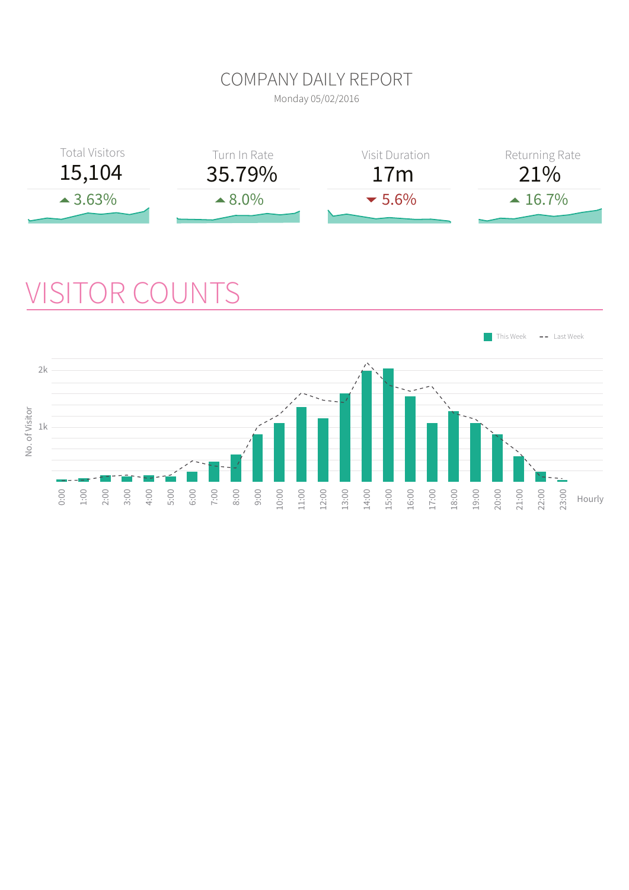# COMPANY DAILY REPORT

Monday 05/02/2016

Total Visitors
15,104
▲ 3.63%

Turn In Rate
35.79%
▲ 8.0%

Visit Duration
17m
▼ 5.6%

Returning Rate
21%
▲ 16.7%

## VISITOR COUNTS

This Week
Last Week

2k
1k
No. of Visitor

0:00
1:00
2:00
3:00
4:00
5:00
6:00
7:00
8:00
9:00
10:00
11:00
12:00
13:00
14:00
15:00
16:00
17:00
18:00
19:00
20:00
21:00
22:00
23:00
Hourly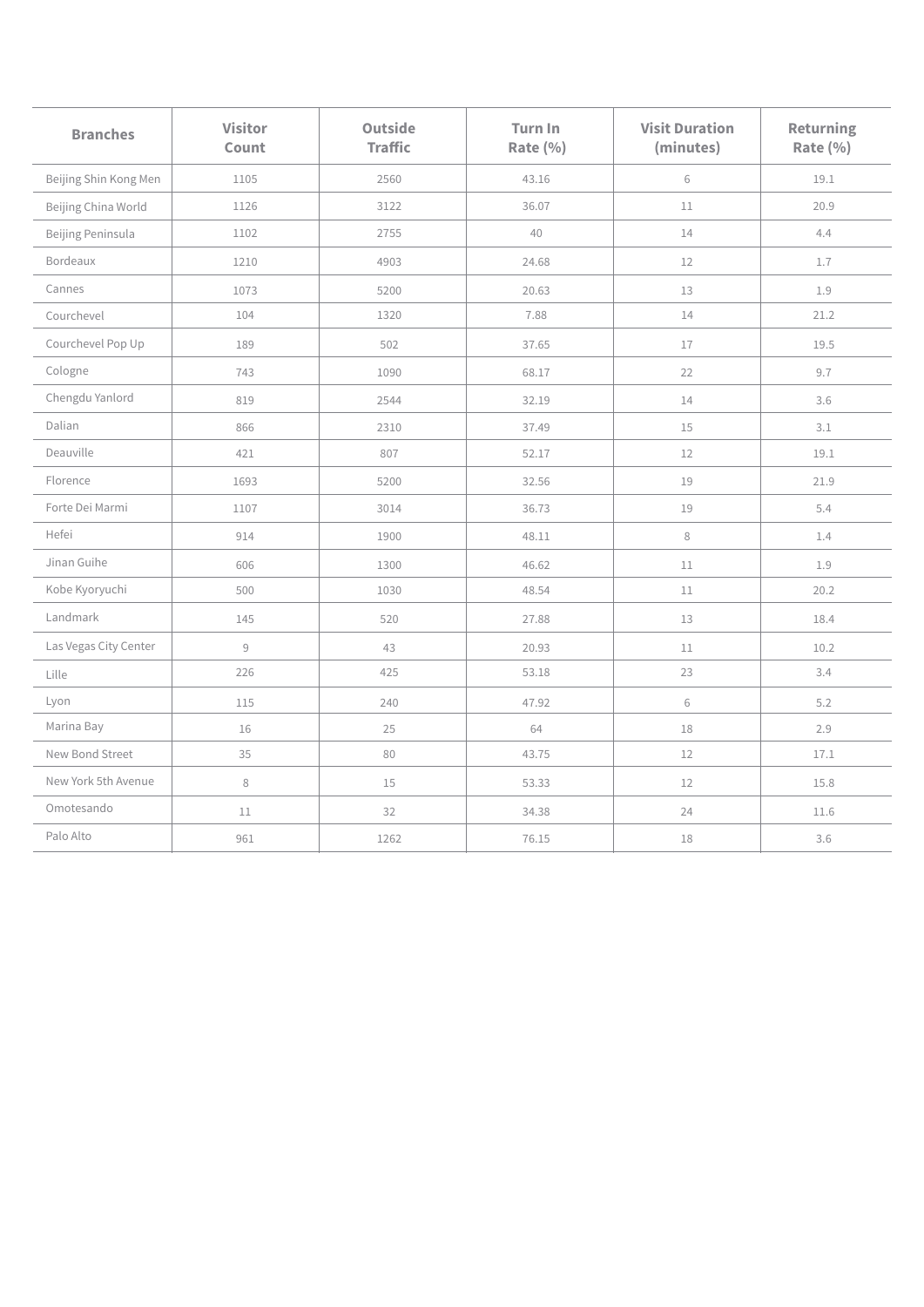| Branches | Visitor Count | Outside Traffic | Turn In Rate (%) | Visit Duration (minutes) | Returning Rate (%) |
|---|---|---|---|---|---|
| Beijing Shin Kong Men | 1105 | 2560 | 43.16 | 6 | 19.1 |
| Beijing China World | 1126 | 3122 | 36.07 | 11 | 20.9 |
| Beijing Peninsula | 1102 | 2755 | 40 | 14 | 4.4 |
| Bordeaux | 1210 | 4903 | 24.68 | 12 | 1.7 |
| Cannes | 1073 | 5200 | 20.63 | 13 | 1.9 |
| Courchevel | 104 | 1320 | 7.88 | 14 | 21.2 |
| Courchevel Pop Up | 189 | 502 | 37.65 | 17 | 19.5 |
| Cologne | 743 | 1090 | 68.17 | 22 | 9.7 |
| Chengdu Yanlord | 819 | 2544 | 32.19 | 14 | 3.6 |
| Dalian | 866 | 2310 | 37.49 | 15 | 3.1 |
| Deauville | 421 | 807 | 52.17 | 12 | 19.1 |
| Florence | 1693 | 5200 | 32.56 | 19 | 21.9 |
| Forte Dei Marmi | 1107 | 3014 | 36.73 | 19 | 5.4 |
| Hefei | 914 | 1900 | 48.11 | 8 | 1.4 |
| Jinan Guihe | 606 | 1300 | 46.62 | 11 | 1.9 |
| Kobe Kyoryuchi | 500 | 1030 | 48.54 | 11 | 20.2 |
| Landmark | 145 | 520 | 27.88 | 13 | 18.4 |
| Las Vegas City Center | 9 | 43 | 20.93 | 11 | 10.2 |
| Lille | 226 | 425 | 53.18 | 23 | 3.4 |
| Lyon | 115 | 240 | 47.92 | 6 | 5.2 |
| Marina Bay | 16 | 25 | 64 | 18 | 2.9 |
| New Bond Street | 35 | 80 | 43.75 | 12 | 17.1 |
| New York 5th Avenue | 8 | 15 | 53.33 | 12 | 15.8 |
| Omotesando | 11 | 32 | 34.38 | 24 | 11.6 |
| Palo Alto | 961 | 1262 | 76.15 | 18 | 3.6 |